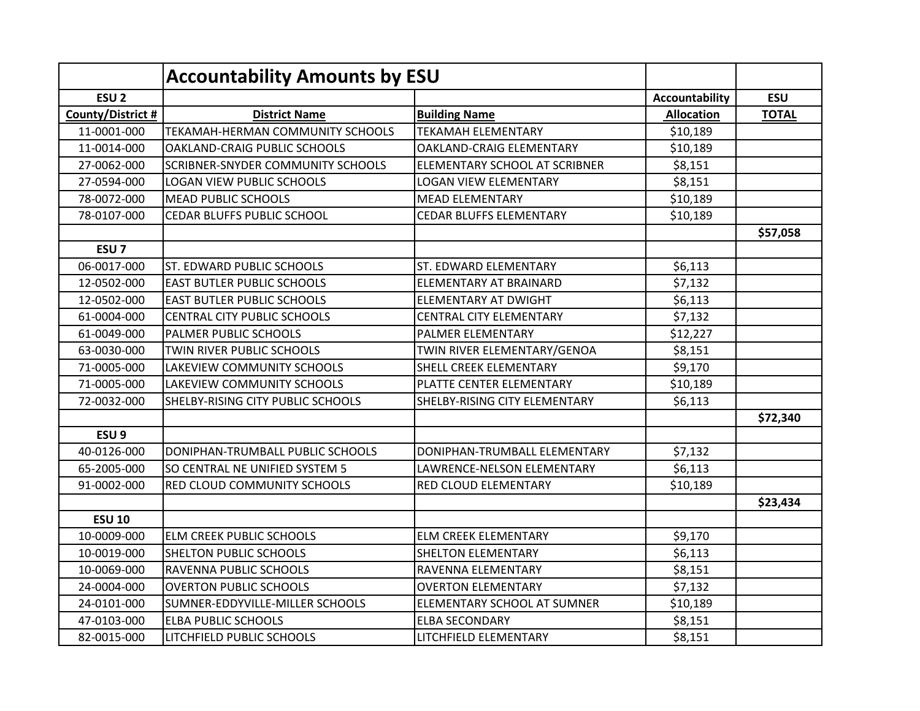| | Accountability Amounts by ESU | | | |
|---|---|---|---|---|
| **ESU 2** | | | **Accountability** | **ESU** |
| **County/District #** | **District Name** | **Building Name** | **Allocation** | **TOTAL** |
| 11-0001-000 | TEKAMAH-HERMAN COMMUNITY SCHOOLS | TEKAMAH ELEMENTARY | $10,189 | |
| 11-0014-000 | OAKLAND-CRAIG PUBLIC SCHOOLS | OAKLAND-CRAIG ELEMENTARY | $10,189 | |
| 27-0062-000 | SCRIBNER-SNYDER COMMUNITY SCHOOLS | ELEMENTARY SCHOOL AT SCRIBNER | $8,151 | |
| 27-0594-000 | LOGAN VIEW PUBLIC SCHOOLS | LOGAN VIEW ELEMENTARY | $8,151 | |
| 78-0072-000 | MEAD PUBLIC SCHOOLS | MEAD ELEMENTARY | $10,189 | |
| 78-0107-000 | CEDAR BLUFFS PUBLIC SCHOOL | CEDAR BLUFFS ELEMENTARY | $10,189 | |
| | | | | **$57,058** |
| **ESU 7** | | | | |
| 06-0017-000 | ST. EDWARD PUBLIC SCHOOLS | ST. EDWARD ELEMENTARY | $6,113 | |
| 12-0502-000 | EAST BUTLER PUBLIC SCHOOLS | ELEMENTARY AT BRAINARD | $7,132 | |
| 12-0502-000 | EAST BUTLER PUBLIC SCHOOLS | ELEMENTARY AT DWIGHT | $6,113 | |
| 61-0004-000 | CENTRAL CITY PUBLIC SCHOOLS | CENTRAL CITY ELEMENTARY | $7,132 | |
| 61-0049-000 | PALMER PUBLIC SCHOOLS | PALMER ELEMENTARY | $12,227 | |
| 63-0030-000 | TWIN RIVER PUBLIC SCHOOLS | TWIN RIVER ELEMENTARY/GENOA | $8,151 | |
| 71-0005-000 | LAKEVIEW COMMUNITY SCHOOLS | SHELL CREEK ELEMENTARY | $9,170 | |
| 71-0005-000 | LAKEVIEW COMMUNITY SCHOOLS | PLATTE CENTER ELEMENTARY | $10,189 | |
| 72-0032-000 | SHELBY-RISING CITY PUBLIC SCHOOLS | SHELBY-RISING CITY ELEMENTARY | $6,113 | |
| | | | | **$72,340** |
| **ESU 9** | | | | |
| 40-0126-000 | DONIPHAN-TRUMBALL PUBLIC SCHOOLS | DONIPHAN-TRUMBALL ELEMENTARY | $7,132 | |
| 65-2005-000 | SO CENTRAL NE UNIFIED SYSTEM 5 | LAWRENCE-NELSON ELEMENTARY | $6,113 | |
| 91-0002-000 | RED CLOUD COMMUNITY SCHOOLS | RED CLOUD ELEMENTARY | $10,189 | |
| | | | | **$23,434** |
| **ESU 10** | | | | |
| 10-0009-000 | ELM CREEK PUBLIC SCHOOLS | ELM CREEK ELEMENTARY | $9,170 | |
| 10-0019-000 | SHELTON PUBLIC SCHOOLS | SHELTON ELEMENTARY | $6,113 | |
| 10-0069-000 | RAVENNA PUBLIC SCHOOLS | RAVENNA ELEMENTARY | $8,151 | |
| 24-0004-000 | OVERTON PUBLIC SCHOOLS | OVERTON ELEMENTARY | $7,132 | |
| 24-0101-000 | SUMNER-EDDYVILLE-MILLER SCHOOLS | ELEMENTARY SCHOOL AT SUMNER | $10,189 | |
| 47-0103-000 | ELBA PUBLIC SCHOOLS | ELBA SECONDARY | $8,151 | |
| 82-0015-000 | LITCHFIELD PUBLIC SCHOOLS | LITCHFIELD ELEMENTARY | $8,151 | |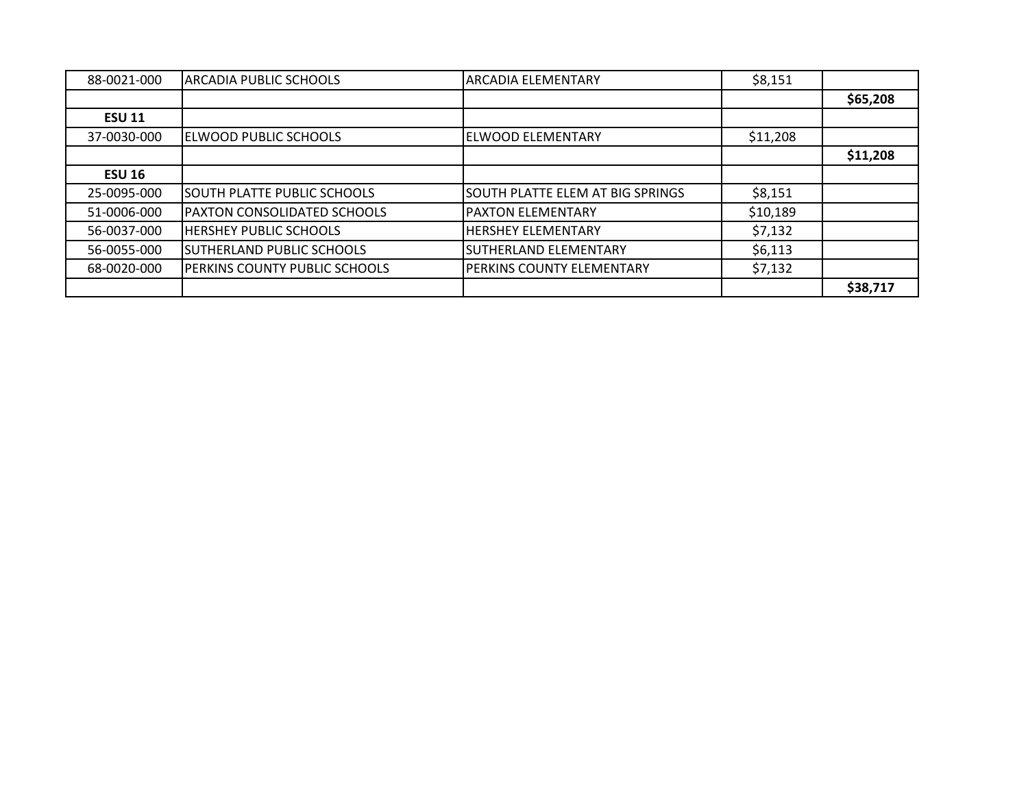| | | | | |
|---|---|---|---|---|
| 88-0021-000 | ARCADIA PUBLIC SCHOOLS | ARCADIA ELEMENTARY | $8,151 | |
| | | | | **$65,208** |
| **ESU 11** | | | | |
| 37-0030-000 | ELWOOD PUBLIC SCHOOLS | ELWOOD ELEMENTARY | $11,208 | |
| | | | | **$11,208** |
| **ESU 16** | | | | |
| 25-0095-000 | SOUTH PLATTE PUBLIC SCHOOLS | SOUTH PLATTE ELEM AT BIG SPRINGS | $8,151 | |
| 51-0006-000 | PAXTON CONSOLIDATED SCHOOLS | PAXTON ELEMENTARY | $10,189 | |
| 56-0037-000 | HERSHEY PUBLIC SCHOOLS | HERSHEY ELEMENTARY | $7,132 | |
| 56-0055-000 | SUTHERLAND PUBLIC SCHOOLS | SUTHERLAND ELEMENTARY | $6,113 | |
| 68-0020-000 | PERKINS COUNTY PUBLIC SCHOOLS | PERKINS COUNTY ELEMENTARY | $7,132 | |
| | | | | **$38,717** |